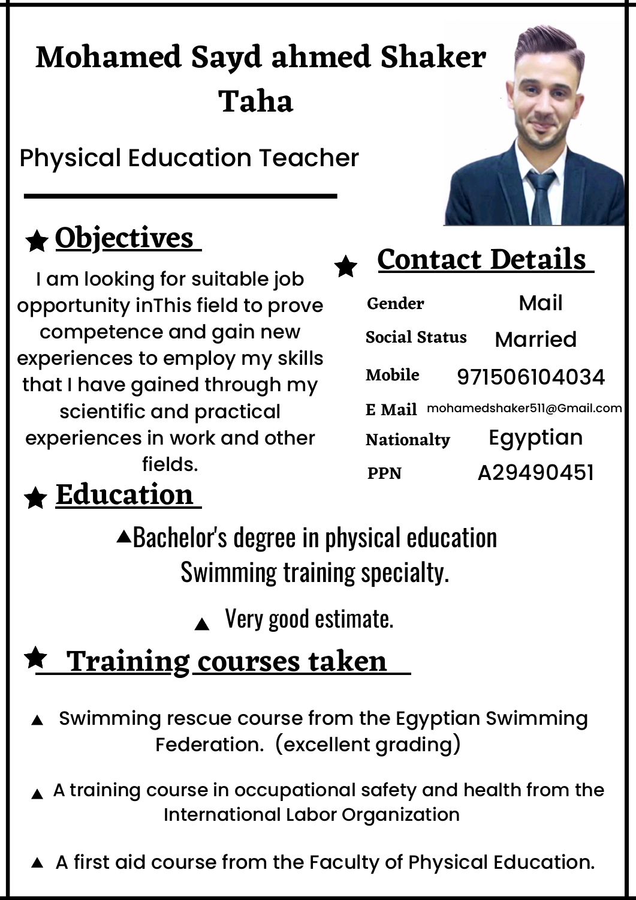# Mohamed Sayd ahmed Shaker Taha

Physical Education Teacher

## Objectives

I am looking for suitable job opportunity inThis field to prove competence and gain new experiences to employ my skills that I have gained through my scientific and practical experiences in work and other fields.

## Contact Details

| | |
|---|---|
| Gender | Mail |
| Social Status | Married |
| Mobile | 971506104034 |
| E Mail | mohamedshaker511@Gmail.com |
| Nationalty | Egyptian |
| PPN | A29490451 |

## Education

- Bachelor's degree in physical education Swimming training specialty.
- Very good estimate.

## Training courses taken

- Swimming rescue course from the Egyptian Swimming Federation. (excellent grading)
- A training course in occupational safety and health from the International Labor Organization
- A first aid course from the Faculty of Physical Education.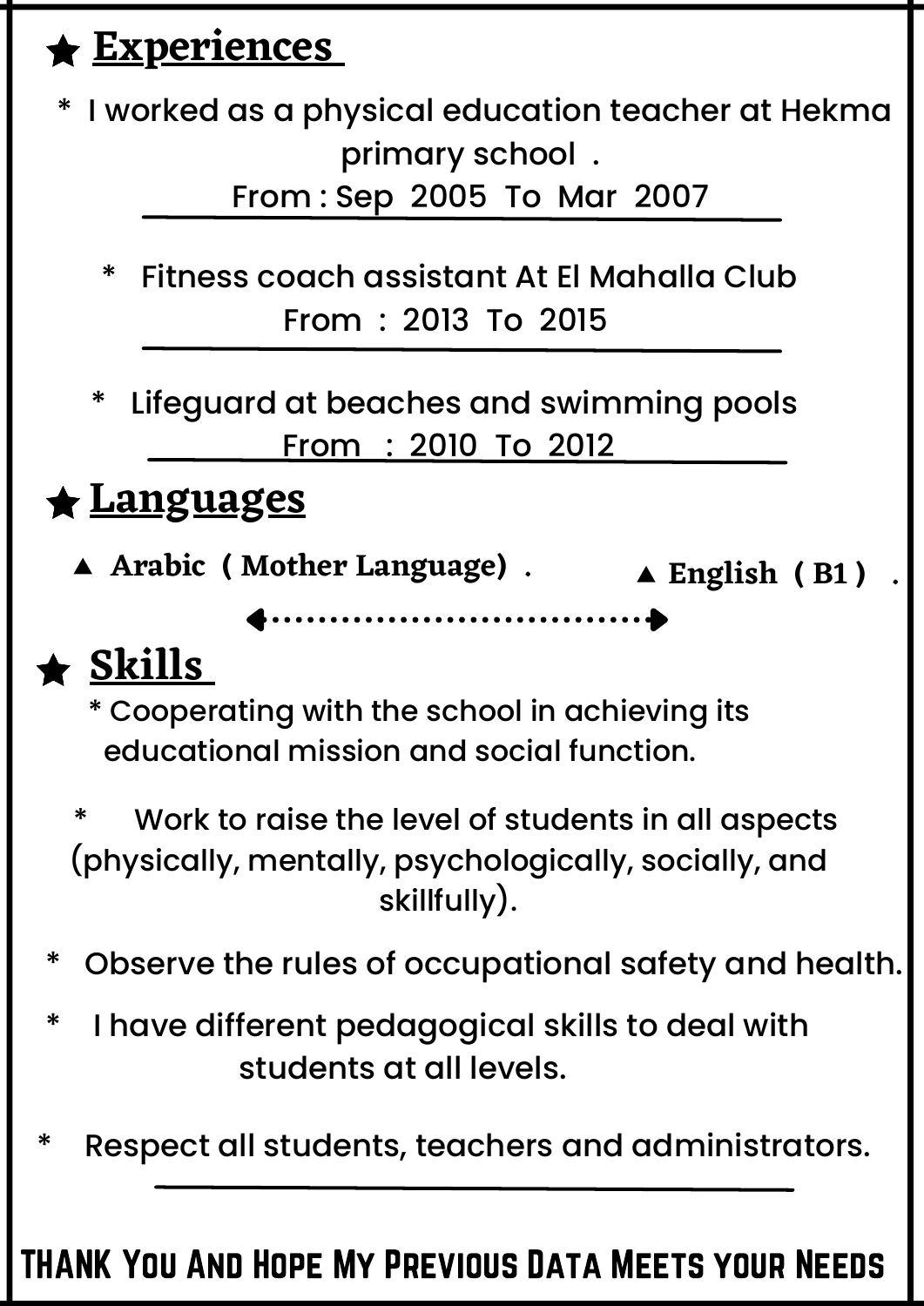## ★ Experiences

* I worked as a physical education teacher at Hekma primary school .
  From : Sep 2005 To Mar 2007

* Fitness coach assistant At El Mahalla Club
  From : 2013 To 2015

* Lifeguard at beaches and swimming pools
  From : 2010 To 2012

## ★ Languages

▲ **Arabic ( Mother Language) .**

▲ **English ( B1 ) .**

## ★ Skills

* Cooperating with the school in achieving its educational mission and social function.

* Work to raise the level of students in all aspects (physically, mentally, psychologically, socially, and skillfully).

* Observe the rules of occupational safety and health.

* I have different pedagogical skills to deal with students at all levels.

* Respect all students, teachers and administrators.

**THANK You And Hope My Previous Data Meets your Needs**